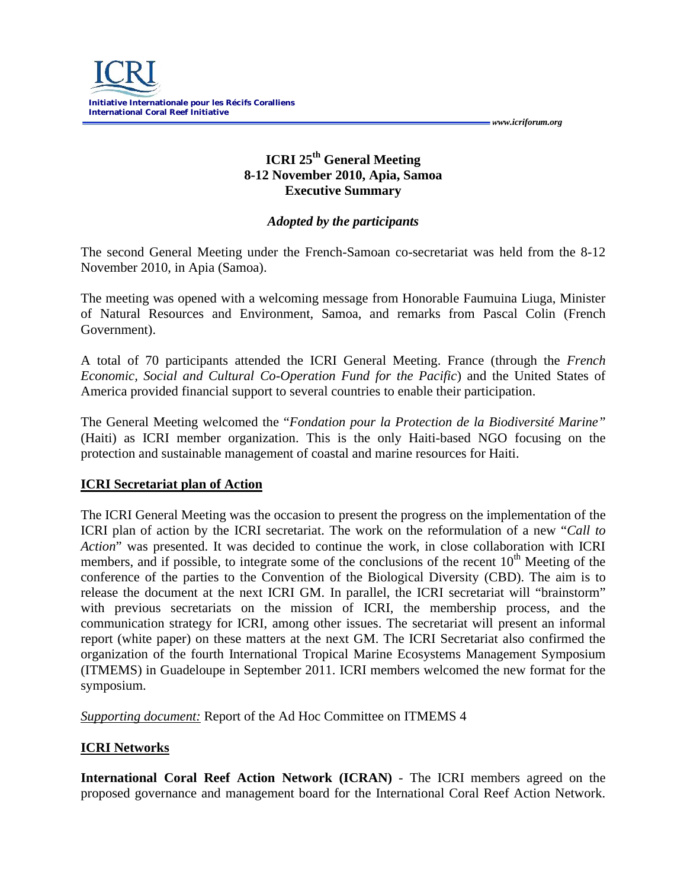**ICRI**
**Initiative Internationale pour les Récifs Coralliens**
**International Coral Reef Initiative**

*www.icriforum.org*

# ICRI 25th General Meeting
## 8-12 November 2010, Apia, Samoa
## Executive Summary

*Adopted by the participants*

The second General Meeting under the French-Samoan co-secretariat was held from the 8-12 November 2010, in Apia (Samoa).

The meeting was opened with a welcoming message from Honorable Faumuina Liuga, Minister of Natural Resources and Environment, Samoa, and remarks from Pascal Colin (French Government).

A total of 70 participants attended the ICRI General Meeting. France (through the *French Economic, Social and Cultural Co-Operation Fund for the Pacific*) and the United States of America provided financial support to several countries to enable their participation.

The General Meeting welcomed the "*Fondation pour la Protection de la Biodiversité Marine"* (Haiti) as ICRI member organization. This is the only Haiti-based NGO focusing on the protection and sustainable management of coastal and marine resources for Haiti.

### ICRI Secretariat plan of Action

The ICRI General Meeting was the occasion to present the progress on the implementation of the ICRI plan of action by the ICRI secretariat. The work on the reformulation of a new "*Call to Action*" was presented. It was decided to continue the work, in close collaboration with ICRI members, and if possible, to integrate some of the conclusions of the recent 10th Meeting of the conference of the parties to the Convention of the Biological Diversity (CBD). The aim is to release the document at the next ICRI GM. In parallel, the ICRI secretariat will "brainstorm" with previous secretariats on the mission of ICRI, the membership process, and the communication strategy for ICRI, among other issues. The secretariat will present an informal report (white paper) on these matters at the next GM. The ICRI Secretariat also confirmed the organization of the fourth International Tropical Marine Ecosystems Management Symposium (ITMEMS) in Guadeloupe in September 2011. ICRI members welcomed the new format for the symposium.

*Supporting document:* Report of the Ad Hoc Committee on ITMEMS 4

### ICRI Networks

**International Coral Reef Action Network (ICRAN)** - The ICRI members agreed on the proposed governance and management board for the International Coral Reef Action Network.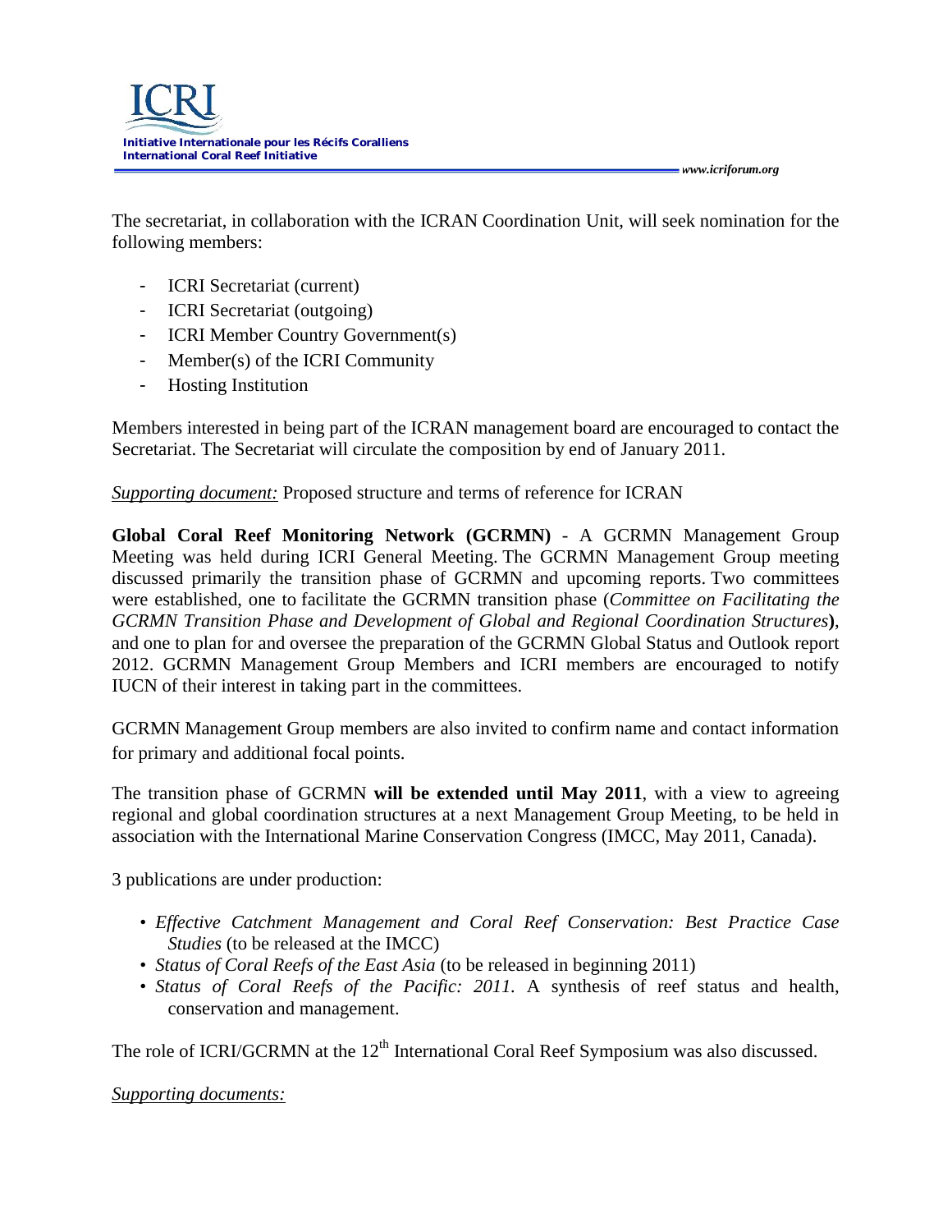The secretariat, in collaboration with the ICRAN Coordination Unit, will seek nomination for the following members:

- ICRI Secretariat (current)
- ICRI Secretariat (outgoing)
- ICRI Member Country Government(s)
- Member(s) of the ICRI Community
- Hosting Institution

Members interested in being part of the ICRAN management board are encouraged to contact the Secretariat. The Secretariat will circulate the composition by end of January 2011.

*Supporting document:* Proposed structure and terms of reference for ICRAN

**Global Coral Reef Monitoring Network (GCRMN)** - A GCRMN Management Group Meeting was held during ICRI General Meeting. The GCRMN Management Group meeting discussed primarily the transition phase of GCRMN and upcoming reports. Two committees were established, one to facilitate the GCRMN transition phase (*Committee on Facilitating the GCRMN Transition Phase and Development of Global and Regional Coordination Structures*), and one to plan for and oversee the preparation of the GCRMN Global Status and Outlook report 2012. GCRMN Management Group Members and ICRI members are encouraged to notify IUCN of their interest in taking part in the committees.

GCRMN Management Group members are also invited to confirm name and contact information for primary and additional focal points.

The transition phase of GCRMN **will be extended until May 2011**, with a view to agreeing regional and global coordination structures at a next Management Group Meeting, to be held in association with the International Marine Conservation Congress (IMCC, May 2011, Canada).

3 publications are under production:

- *Effective Catchment Management and Coral Reef Conservation: Best Practice Case Studies* (to be released at the IMCC)
- *Status of Coral Reefs of the East Asia* (to be released in beginning 2011)
- *Status of Coral Reefs of the Pacific: 2011*. A synthesis of reef status and health, conservation and management.

The role of ICRI/GCRMN at the 12th International Coral Reef Symposium was also discussed.

*Supporting documents:*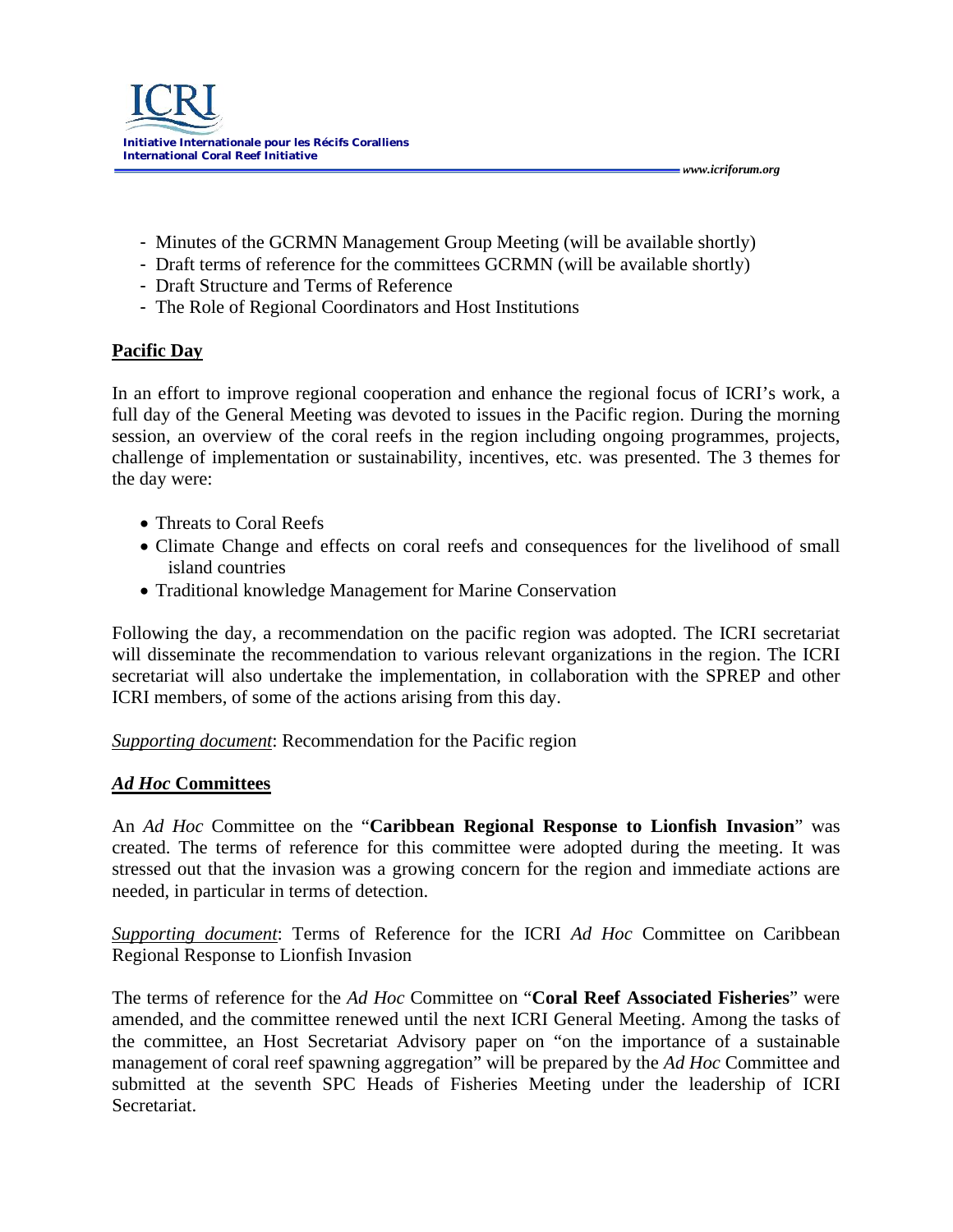- Minutes of the GCRMN Management Group Meeting (will be available shortly)
- Draft terms of reference for the committees GCRMN (will be available shortly)
- Draft Structure and Terms of Reference
- The Role of Regional Coordinators and Host Institutions

## Pacific Day

In an effort to improve regional cooperation and enhance the regional focus of ICRI's work, a full day of the General Meeting was devoted to issues in the Pacific region. During the morning session, an overview of the coral reefs in the region including ongoing programmes, projects, challenge of implementation or sustainability, incentives, etc. was presented. The 3 themes for the day were:

- Threats to Coral Reefs
- Climate Change and effects on coral reefs and consequences for the livelihood of small island countries
- Traditional knowledge Management for Marine Conservation

Following the day, a recommendation on the pacific region was adopted. The ICRI secretariat will disseminate the recommendation to various relevant organizations in the region. The ICRI secretariat will also undertake the implementation, in collaboration with the SPREP and other ICRI members, of some of the actions arising from this day.

*Supporting document*: Recommendation for the Pacific region

## *Ad Hoc* Committees

An *Ad Hoc* Committee on the "**Caribbean Regional Response to Lionfish Invasion**" was created. The terms of reference for this committee were adopted during the meeting. It was stressed out that the invasion was a growing concern for the region and immediate actions are needed, in particular in terms of detection.

*Supporting document*: Terms of Reference for the ICRI *Ad Hoc* Committee on Caribbean Regional Response to Lionfish Invasion

The terms of reference for the *Ad Hoc* Committee on "**Coral Reef Associated Fisheries**" were amended, and the committee renewed until the next ICRI General Meeting. Among the tasks of the committee, an Host Secretariat Advisory paper on "on the importance of a sustainable management of coral reef spawning aggregation" will be prepared by the *Ad Hoc* Committee and submitted at the seventh SPC Heads of Fisheries Meeting under the leadership of ICRI Secretariat.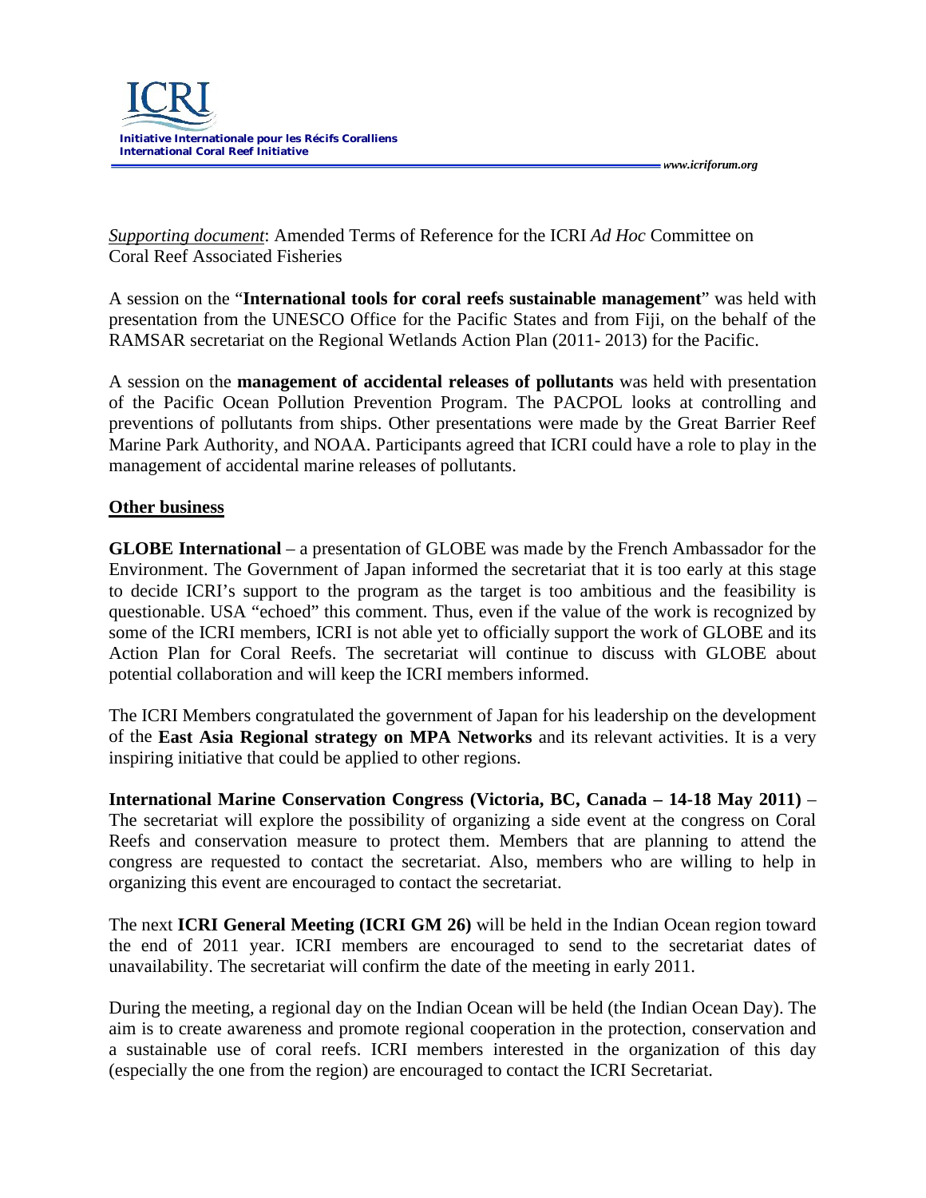*Supporting document*: Amended Terms of Reference for the ICRI *Ad Hoc* Committee on Coral Reef Associated Fisheries

A session on the "**International tools for coral reefs sustainable management**" was held with presentation from the UNESCO Office for the Pacific States and from Fiji, on the behalf of the RAMSAR secretariat on the Regional Wetlands Action Plan (2011- 2013) for the Pacific.

A session on the **management of accidental releases of pollutants** was held with presentation of the Pacific Ocean Pollution Prevention Program. The PACPOL looks at controlling and preventions of pollutants from ships. Other presentations were made by the Great Barrier Reef Marine Park Authority, and NOAA. Participants agreed that ICRI could have a role to play in the management of accidental marine releases of pollutants.

## Other business

**GLOBE International** – a presentation of GLOBE was made by the French Ambassador for the Environment. The Government of Japan informed the secretariat that it is too early at this stage to decide ICRI's support to the program as the target is too ambitious and the feasibility is questionable. USA "echoed" this comment. Thus, even if the value of the work is recognized by some of the ICRI members, ICRI is not able yet to officially support the work of GLOBE and its Action Plan for Coral Reefs. The secretariat will continue to discuss with GLOBE about potential collaboration and will keep the ICRI members informed.

The ICRI Members congratulated the government of Japan for his leadership on the development of the **East Asia Regional strategy on MPA Networks** and its relevant activities. It is a very inspiring initiative that could be applied to other regions.

**International Marine Conservation Congress (Victoria, BC, Canada – 14-18 May 2011)** – The secretariat will explore the possibility of organizing a side event at the congress on Coral Reefs and conservation measure to protect them. Members that are planning to attend the congress are requested to contact the secretariat. Also, members who are willing to help in organizing this event are encouraged to contact the secretariat.

The next **ICRI General Meeting (ICRI GM 26)** will be held in the Indian Ocean region toward the end of 2011 year. ICRI members are encouraged to send to the secretariat dates of unavailability. The secretariat will confirm the date of the meeting in early 2011.

During the meeting, a regional day on the Indian Ocean will be held (the Indian Ocean Day). The aim is to create awareness and promote regional cooperation in the protection, conservation and a sustainable use of coral reefs. ICRI members interested in the organization of this day (especially the one from the region) are encouraged to contact the ICRI Secretariat.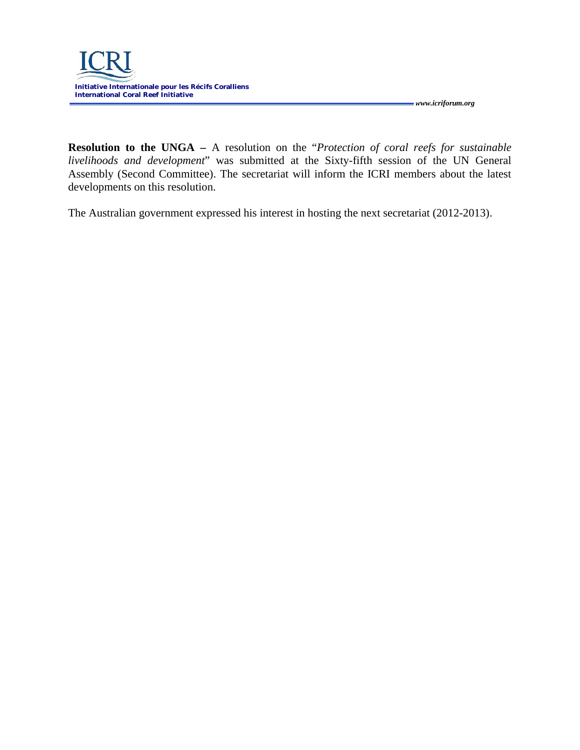**Resolution to the UNGA –** A resolution on the "*Protection of coral reefs for sustainable livelihoods and development*" was submitted at the Sixty-fifth session of the UN General Assembly (Second Committee). The secretariat will inform the ICRI members about the latest developments on this resolution.

The Australian government expressed his interest in hosting the next secretariat (2012-2013).